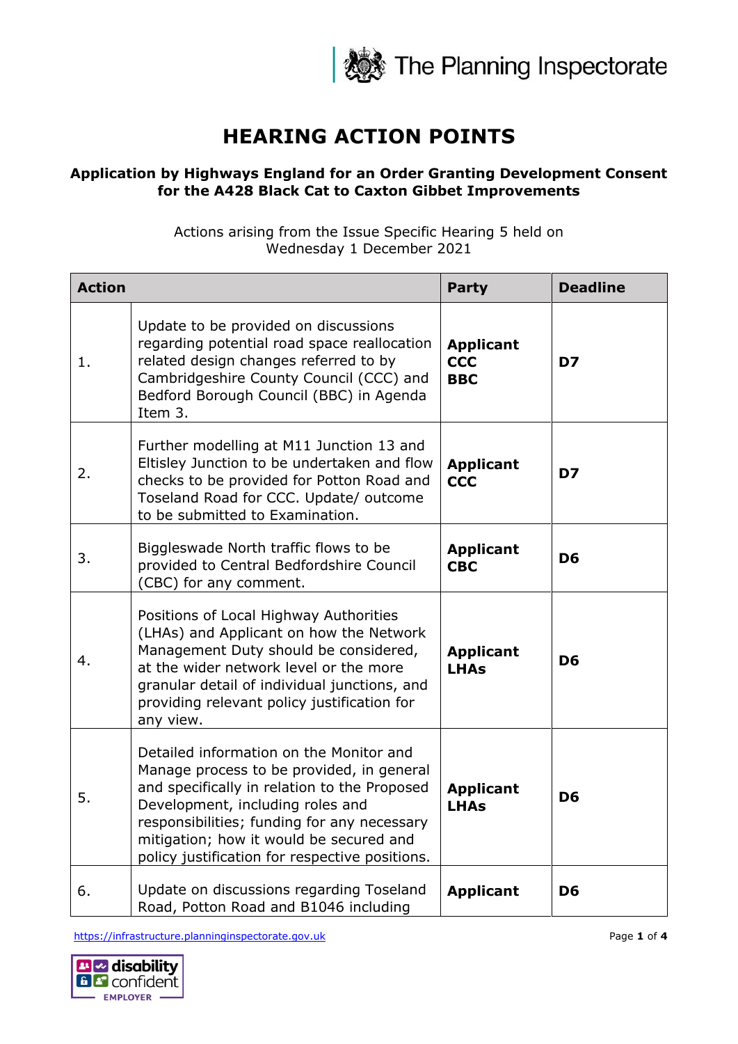# HEARING ACTION POINTS

**Application by Highways England for an Order Granting Development Consent for the A428 Black Cat to Caxton Gibbet Improvements**

Actions arising from the Issue Specific Hearing 5 held on Wednesday 1 December 2021

| Action | | Party | Deadline |
|---|---|---|---|
| 1. | Update to be provided on discussions regarding potential road space reallocation related design changes referred to by Cambridgeshire County Council (CCC) and Bedford Borough Council (BBC) in Agenda Item 3. | **Applicant CCC BBC** | **D7** |
| 2. | Further modelling at M11 Junction 13 and Eltisley Junction to be undertaken and flow checks to be provided for Potton Road and Toseland Road for CCC. Update/ outcome to be submitted to Examination. | **Applicant CCC** | **D7** |
| 3. | Biggleswade North traffic flows to be provided to Central Bedfordshire Council (CBC) for any comment. | **Applicant CBC** | **D6** |
| 4. | Positions of Local Highway Authorities (LHAs) and Applicant on how the Network Management Duty should be considered, at the wider network level or the more granular detail of individual junctions, and providing relevant policy justification for any view. | **Applicant LHAs** | **D6** |
| 5. | Detailed information on the Monitor and Manage process to be provided, in general and specifically in relation to the Proposed Development, including roles and responsibilities; funding for any necessary mitigation; how it would be secured and policy justification for respective positions. | **Applicant LHAs** | **D6** |
| 6. | Update on discussions regarding Toseland Road, Potton Road and B1046 including | **Applicant** | **D6** |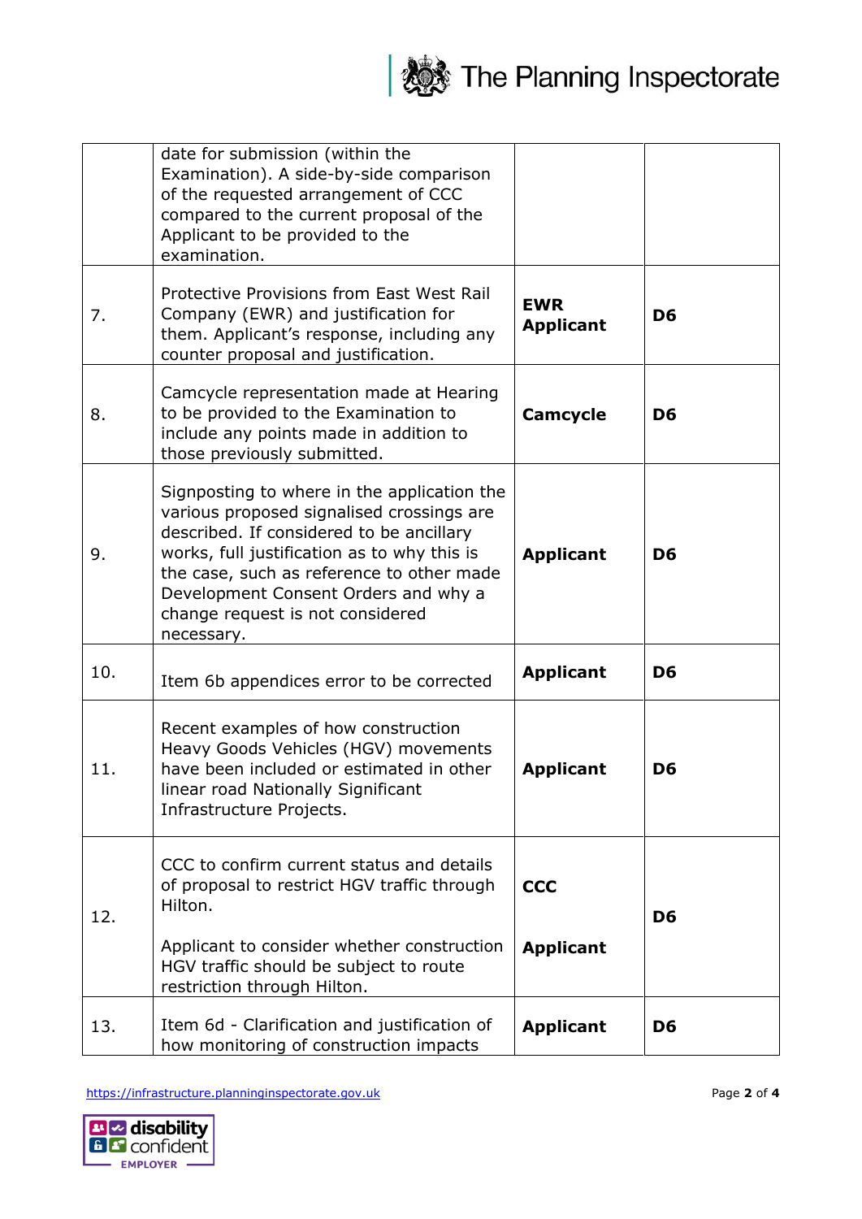| | | | |
|---|---|---|---|
| | date for submission (within the Examination). A side-by-side comparison of the requested arrangement of CCC compared to the current proposal of the Applicant to be provided to the examination. | | |
| 7. | Protective Provisions from East West Rail Company (EWR) and justification for them. Applicant's response, including any counter proposal and justification. | **EWR** **Applicant** | **D6** |
| 8. | Camcycle representation made at Hearing to be provided to the Examination to include any points made in addition to those previously submitted. | **Camcycle** | **D6** |
| 9. | Signposting to where in the application the various proposed signalised crossings are described. If considered to be ancillary works, full justification as to why this is the case, such as reference to other made Development Consent Orders and why a change request is not considered necessary. | **Applicant** | **D6** |
| 10. | Item 6b appendices error to be corrected | **Applicant** | **D6** |
| 11. | Recent examples of how construction Heavy Goods Vehicles (HGV) movements have been included or estimated in other linear road Nationally Significant Infrastructure Projects. | **Applicant** | **D6** |
| 12. | CCC to confirm current status and details of proposal to restrict HGV traffic through Hilton.<br><br>Applicant to consider whether construction HGV traffic should be subject to route restriction through Hilton. | **CCC**<br><br>**Applicant** | **D6** |
| 13. | Item 6d - Clarification and justification of how monitoring of construction impacts | **Applicant** | **D6** |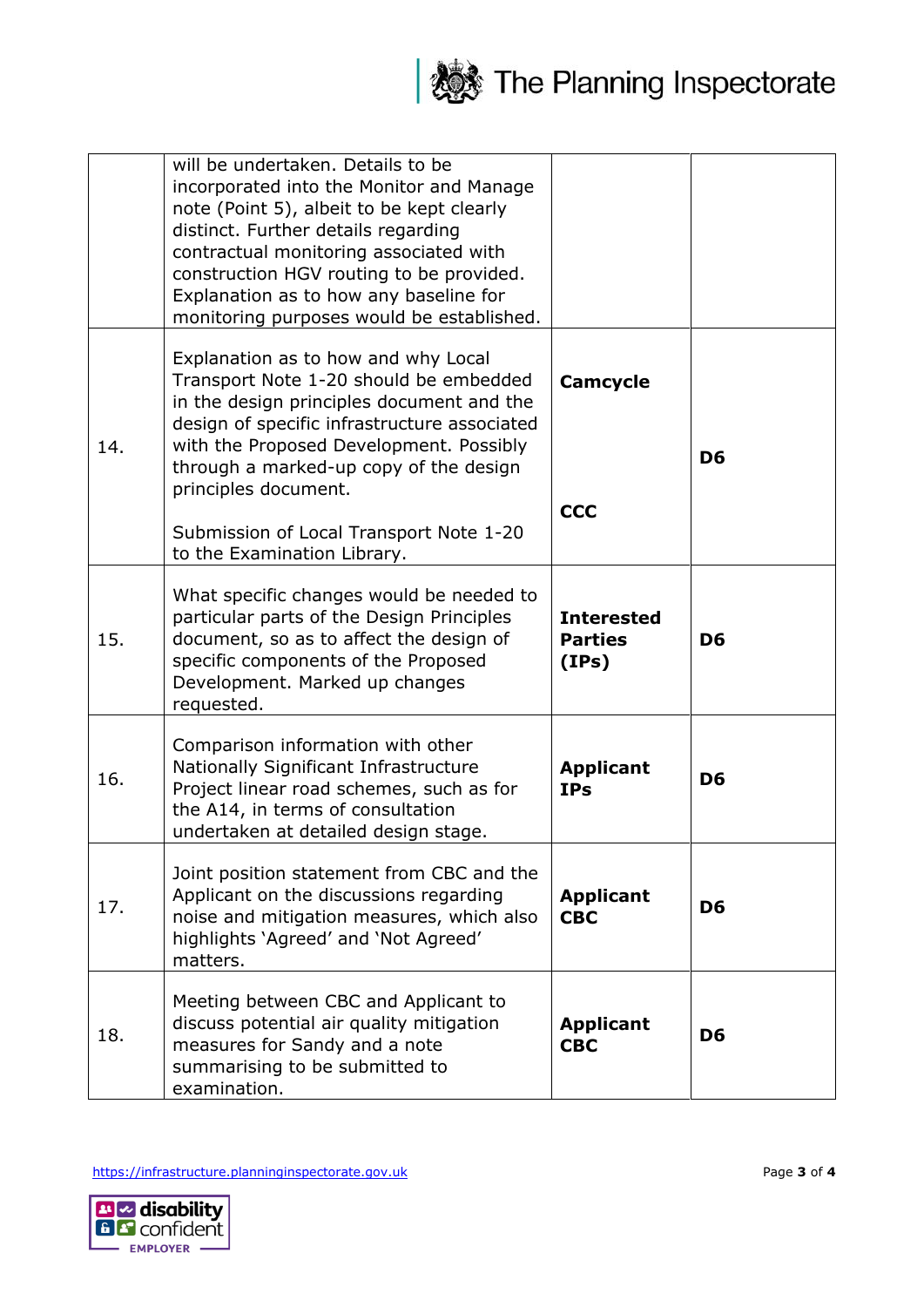| | | | |
|---|---|---|---|
| | will be undertaken. Details to be incorporated into the Monitor and Manage note (Point 5), albeit to be kept clearly distinct. Further details regarding contractual monitoring associated with construction HGV routing to be provided. Explanation as to how any baseline for monitoring purposes would be established. | | |
| 14. | Explanation as to how and why Local Transport Note 1-20 should be embedded in the design principles document and the design of specific infrastructure associated with the Proposed Development. Possibly through a marked-up copy of the design principles document.<br><br>Submission of Local Transport Note 1-20 to the Examination Library. | **Camcycle**<br><br>**CCC** | **D6** |
| 15. | What specific changes would be needed to particular parts of the Design Principles document, so as to affect the design of specific components of the Proposed Development. Marked up changes requested. | **Interested Parties (IPs)** | **D6** |
| 16. | Comparison information with other Nationally Significant Infrastructure Project linear road schemes, such as for the A14, in terms of consultation undertaken at detailed design stage. | **Applicant IPs** | **D6** |
| 17. | Joint position statement from CBC and the Applicant on the discussions regarding noise and mitigation measures, which also highlights 'Agreed' and 'Not Agreed' matters. | **Applicant CBC** | **D6** |
| 18. | Meeting between CBC and Applicant to discuss potential air quality mitigation measures for Sandy and a note summarising to be submitted to examination. | **Applicant CBC** | **D6** |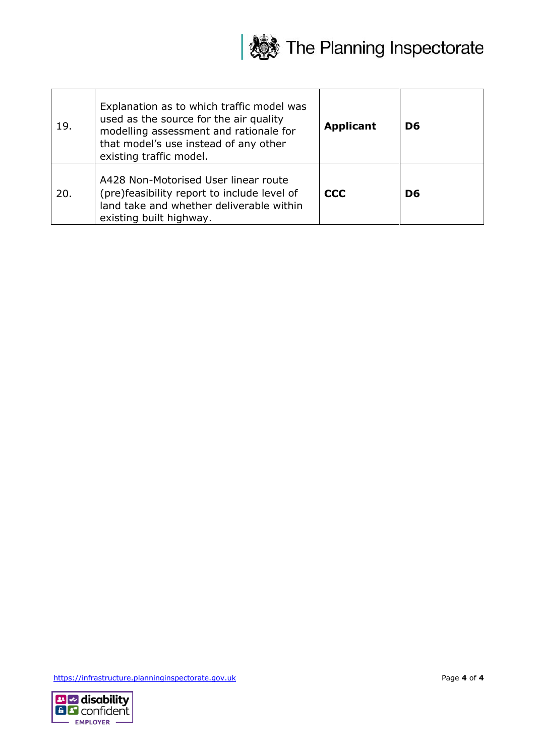| | | | |
|---|---|---|---|
| 19. | Explanation as to which traffic model was used as the source for the air quality modelling assessment and rationale for that model's use instead of any other existing traffic model. | **Applicant** | **D6** |
| 20. | A428 Non-Motorised User linear route (pre)feasibility report to include level of land take and whether deliverable within existing built highway. | **CCC** | **D6** |